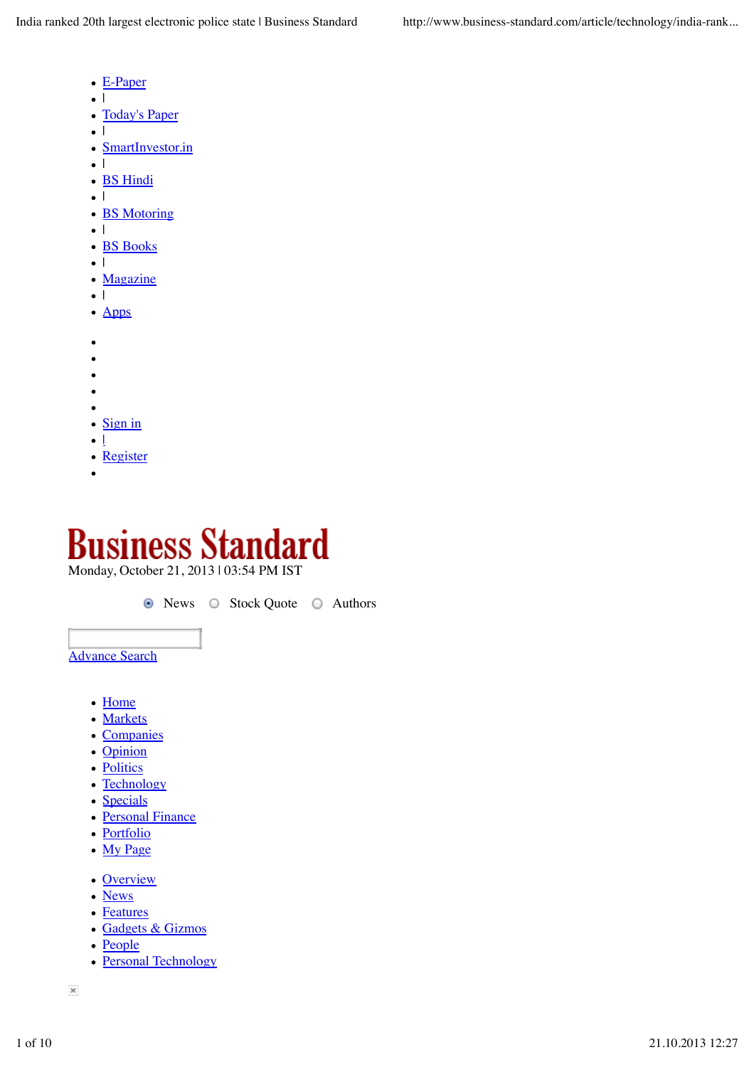- E-Paper
- |
- Today's Paper
- |
- SmartInvestor.in
- |
- BS Hindi
- |
- BS Motoring
- |
- BS Books
- |
- Magazine
- |
- Apps

- Sign in
- |
- Register

# Business Standard

Monday, October 21, 2013 | 03:54 PM IST

News   Stock Quote   Authors

Advance Search

- Home
- Markets
- Companies
- Opinion
- Politics
- Technology
- Specials
- Personal Finance
- Portfolio
- My Page

- Overview
- News
- Features
- Gadgets & Gizmos
- People
- Personal Technology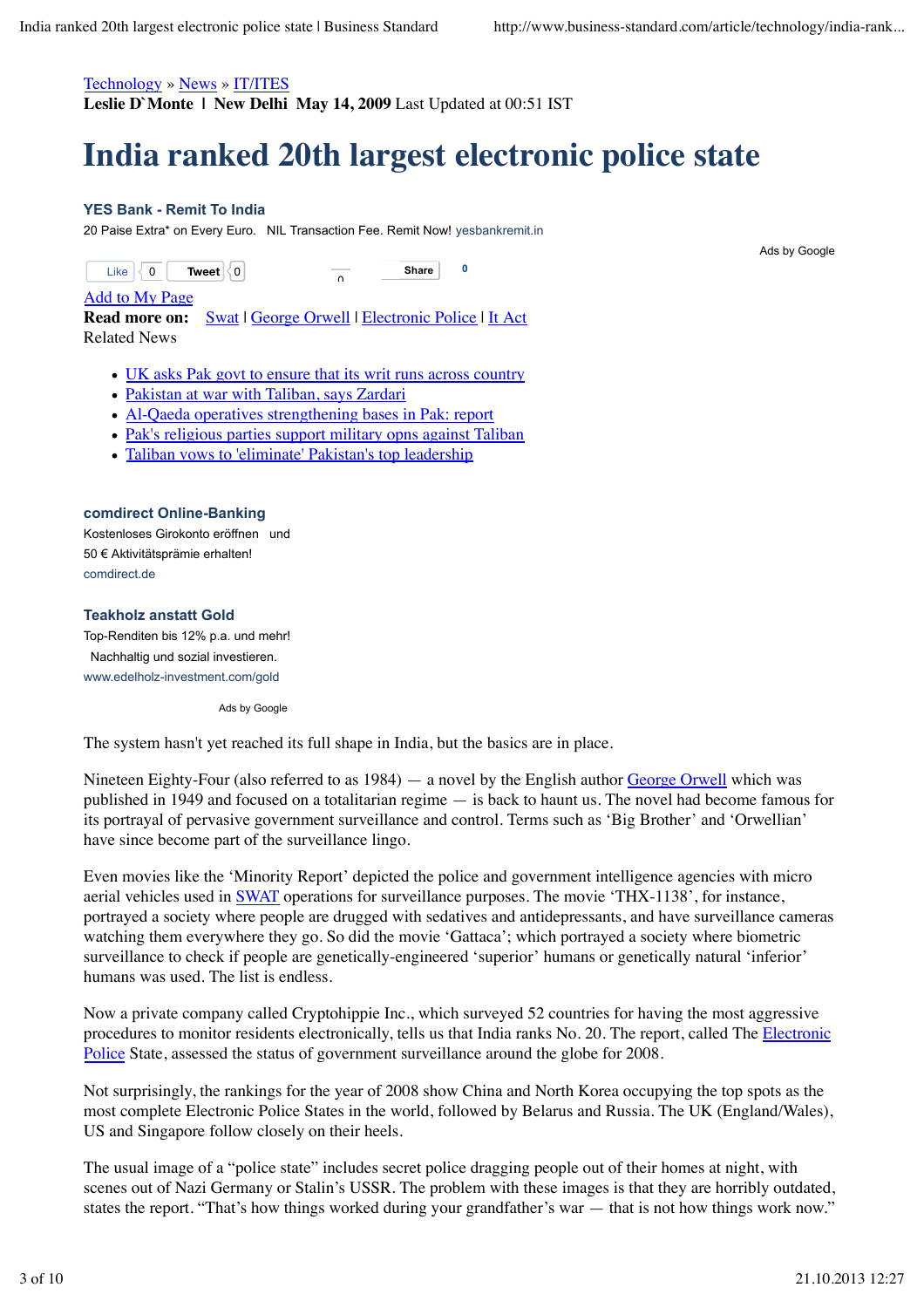[Technology](#) » [News](#) » [IT/ITES](#)

**Leslie D`Monte | New Delhi May 14, 2009** Last Updated at 00:51 IST

# India ranked 20th largest electronic police state

**YES Bank - Remit To India**

20 Paise Extra* on Every Euro. NIL Transaction Fee. Remit Now! yesbankremit.in

Ads by Google

Like 0 Tweet 0 Share 0

Add to My Page

**Read more on:** Swat | George Orwell | Electronic Police | It Act

Related News

- UK asks Pak govt to ensure that its writ runs across country
- Pakistan at war with Taliban, says Zardari
- Al-Qaeda operatives strengthening bases in Pak: report
- Pak's religious parties support military opns against Taliban
- Taliban vows to 'eliminate' Pakistan's top leadership

**comdirect Online-Banking**

Kostenloses Girokonto eröffnen und 50 € Aktivitätsprämie erhalten!

comdirect.de

**Teakholz anstatt Gold**

Top-Renditen bis 12% p.a. und mehr! Nachhaltig und sozial investieren.

www.edelholz-investment.com/gold

Ads by Google

The system hasn't yet reached its full shape in India, but the basics are in place.

Nineteen Eighty-Four (also referred to as 1984) — a novel by the English author George Orwell which was published in 1949 and focused on a totalitarian regime — is back to haunt us. The novel had become famous for its portrayal of pervasive government surveillance and control. Terms such as 'Big Brother' and 'Orwellian' have since become part of the surveillance lingo.

Even movies like the 'Minority Report' depicted the police and government intelligence agencies with micro aerial vehicles used in SWAT operations for surveillance purposes. The movie 'THX-1138', for instance, portrayed a society where people are drugged with sedatives and antidepressants, and have surveillance cameras watching them everywhere they go. So did the movie 'Gattaca'; which portrayed a society where biometric surveillance to check if people are genetically-engineered 'superior' humans or genetically natural 'inferior' humans was used. The list is endless.

Now a private company called Cryptohippie Inc., which surveyed 52 countries for having the most aggressive procedures to monitor residents electronically, tells us that India ranks No. 20. The report, called The Electronic Police State, assessed the status of government surveillance around the globe for 2008.

Not surprisingly, the rankings for the year of 2008 show China and North Korea occupying the top spots as the most complete Electronic Police States in the world, followed by Belarus and Russia. The UK (England/Wales), US and Singapore follow closely on their heels.

The usual image of a "police state" includes secret police dragging people out of their homes at night, with scenes out of Nazi Germany or Stalin's USSR. The problem with these images is that they are horribly outdated, states the report. "That's how things worked during your grandfather's war — that is not how things work now."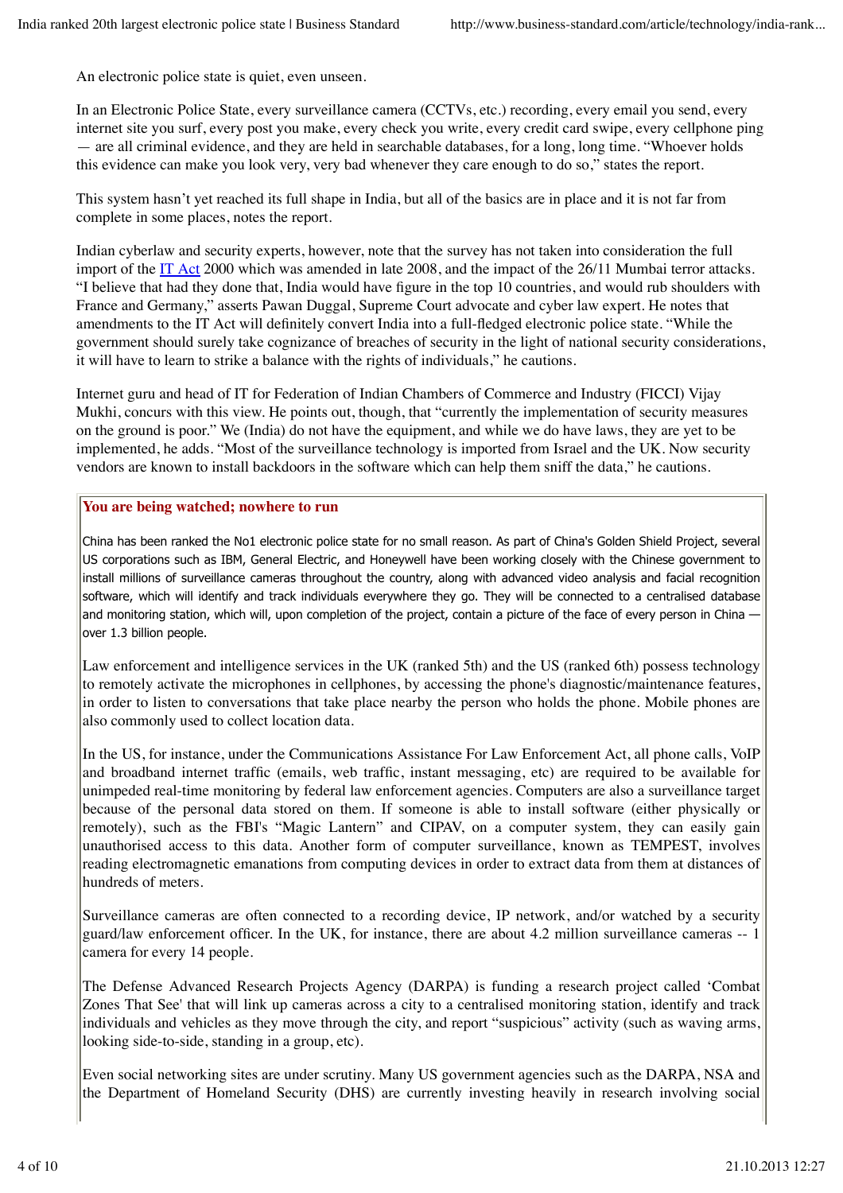An electronic police state is quiet, even unseen.

In an Electronic Police State, every surveillance camera (CCTVs, etc.) recording, every email you send, every internet site you surf, every post you make, every check you write, every credit card swipe, every cellphone ping — are all criminal evidence, and they are held in searchable databases, for a long, long time. “Whoever holds this evidence can make you look very, very bad whenever they care enough to do so,” states the report.

This system hasn’t yet reached its full shape in India, but all of the basics are in place and it is not far from complete in some places, notes the report.

Indian cyberlaw and security experts, however, note that the survey has not taken into consideration the full import of the IT Act 2000 which was amended in late 2008, and the impact of the 26/11 Mumbai terror attacks. “I believe that had they done that, India would have figure in the top 10 countries, and would rub shoulders with France and Germany,” asserts Pawan Duggal, Supreme Court advocate and cyber law expert. He notes that amendments to the IT Act will definitely convert India into a full-fledged electronic police state. “While the government should surely take cognizance of breaches of security in the light of national security considerations, it will have to learn to strike a balance with the rights of individuals,” he cautions.

Internet guru and head of IT for Federation of Indian Chambers of Commerce and Industry (FICCI) Vijay Mukhi, concurs with this view. He points out, though, that “currently the implementation of security measures on the ground is poor.” We (India) do not have the equipment, and while we do have laws, they are yet to be implemented, he adds. “Most of the surveillance technology is imported from Israel and the UK. Now security vendors are known to install backdoors in the software which can help them sniff the data,” he cautions.

### You are being watched; nowhere to run

China has been ranked the No1 electronic police state for no small reason. As part of China's Golden Shield Project, several US corporations such as IBM, General Electric, and Honeywell have been working closely with the Chinese government to install millions of surveillance cameras throughout the country, along with advanced video analysis and facial recognition software, which will identify and track individuals everywhere they go. They will be connected to a centralised database and monitoring station, which will, upon completion of the project, contain a picture of the face of every person in China — over 1.3 billion people.

Law enforcement and intelligence services in the UK (ranked 5th) and the US (ranked 6th) possess technology to remotely activate the microphones in cellphones, by accessing the phone's diagnostic/maintenance features, in order to listen to conversations that take place nearby the person who holds the phone. Mobile phones are also commonly used to collect location data.

In the US, for instance, under the Communications Assistance For Law Enforcement Act, all phone calls, VoIP and broadband internet traffic (emails, web traffic, instant messaging, etc) are required to be available for unimpeded real-time monitoring by federal law enforcement agencies. Computers are also a surveillance target because of the personal data stored on them. If someone is able to install software (either physically or remotely), such as the FBI's “Magic Lantern” and CIPAV, on a computer system, they can easily gain unauthorised access to this data. Another form of computer surveillance, known as TEMPEST, involves reading electromagnetic emanations from computing devices in order to extract data from them at distances of hundreds of meters.

Surveillance cameras are often connected to a recording device, IP network, and/or watched by a security guard/law enforcement officer. In the UK, for instance, there are about 4.2 million surveillance cameras -- 1 camera for every 14 people.

The Defense Advanced Research Projects Agency (DARPA) is funding a research project called ‘Combat Zones That See' that will link up cameras across a city to a centralised monitoring station, identify and track individuals and vehicles as they move through the city, and report “suspicious” activity (such as waving arms, looking side-to-side, standing in a group, etc).

Even social networking sites are under scrutiny. Many US government agencies such as the DARPA, NSA and the Department of Homeland Security (DHS) are currently investing heavily in research involving social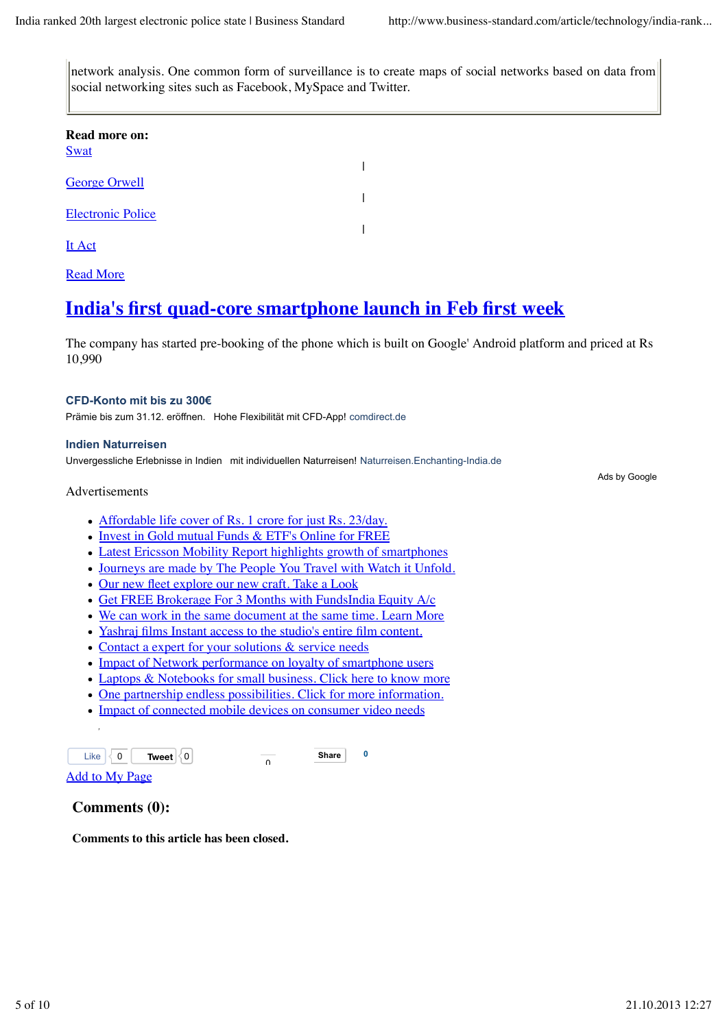network analysis. One common form of surveillance is to create maps of social networks based on data from social networking sites such as Facebook, MySpace and Twitter.

**Read more on:**

Swat | George Orwell | Electronic Police | It Act

Read More

## India's first quad-core smartphone launch in Feb first week

The company has started pre-booking of the phone which is built on Google' Android platform and priced at Rs 10,990

**CFD-Konto mit bis zu 300€**

Prämie bis zum 31.12. eröffnen. Hohe Flexibilität mit CFD-App! comdirect.de

**Indien Naturreisen**

Unvergessliche Erlebnisse in Indien mit individuellen Naturreisen! Naturreisen.Enchanting-India.de

Ads by Google

Advertisements

- Affordable life cover of Rs. 1 crore for just Rs. 23/day.
- Invest in Gold mutual Funds & ETF's Online for FREE
- Latest Ericsson Mobility Report highlights growth of smartphones
- Journeys are made by The People You Travel with Watch it Unfold.
- Our new fleet explore our new craft. Take a Look
- Get FREE Brokerage For 3 Months with FundsIndia Equity A/c
- We can work in the same document at the same time. Learn More
- Yashraj films Instant access to the studio's entire film content.
- Contact a expert for your solutions & service needs
- Impact of Network performance on loyalty of smartphone users
- Laptops & Notebooks for small business. Click here to know more
- One partnership endless possibilities. Click for more information.
- Impact of connected mobile devices on consumer video needs

Like 0 Tweet 0 0 Share 0

Add to My Page

**Comments (0):**

**Comments to this article has been closed.**